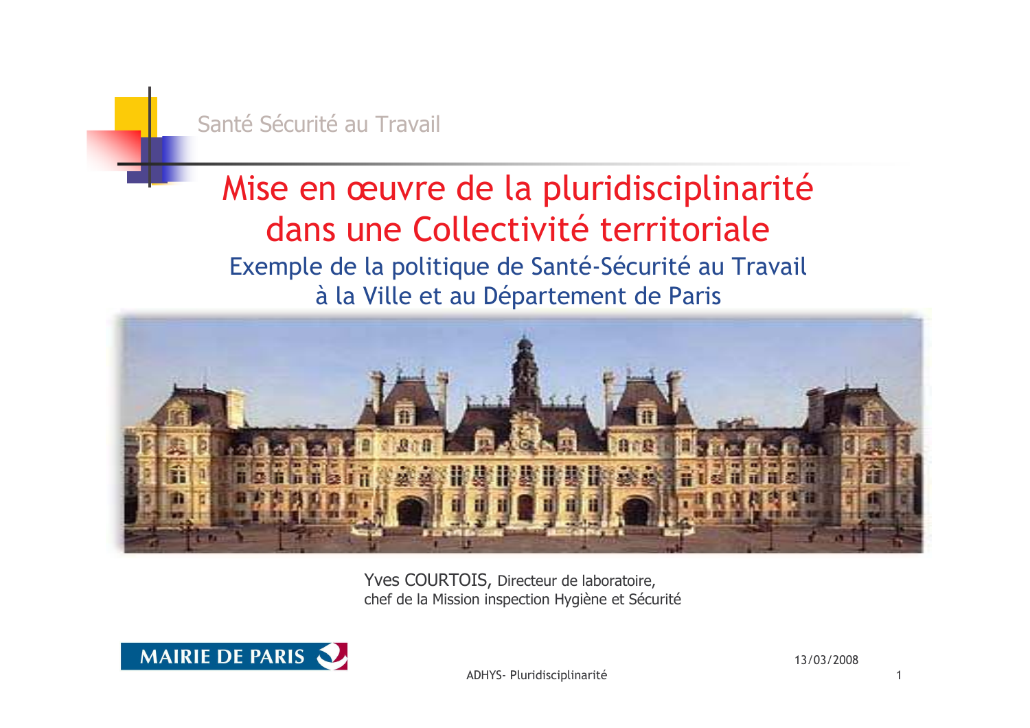Santé Sécurité au Travail

# Mise en œuvre de la pluridisciplinarité dans une Collectivité territoriale

## Exemple de la politique de Santé-Sécurité au Travail à la Ville et au Département de Paris

Yves COURTOIS, Directeur de laboratoire,
chef de la Mission inspection Hygiène et Sécurité

MAIRIE DE PARIS

13/03/2008

ADHYS- Pluridisciplinarité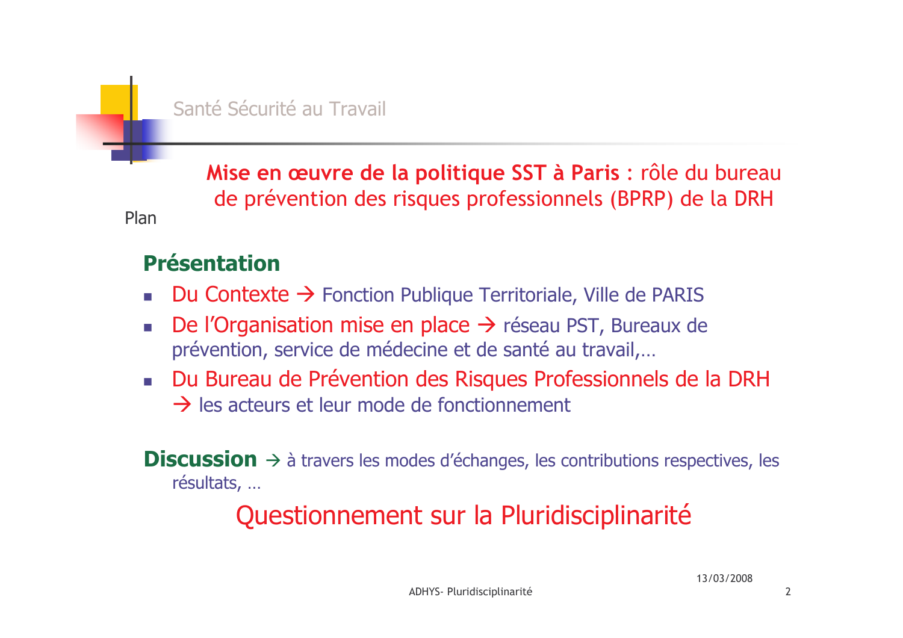Santé Sécurité au Travail

## **Mise en œuvre de la politique SST à Paris** : rôle du bureau de prévention des risques professionnels (BPRP) de la DRH

Plan

### Présentation

- Du Contexte → Fonction Publique Territoriale, Ville de PARIS
- De l'Organisation mise en place → réseau PST, Bureaux de prévention, service de médecine et de santé au travail,…
- Du Bureau de Prévention des Risques Professionnels de la DRH → les acteurs et leur mode de fonctionnement

**Discussion** → à travers les modes d'échanges, les contributions respectives, les résultats, …

Questionnement sur la Pluridisciplinarité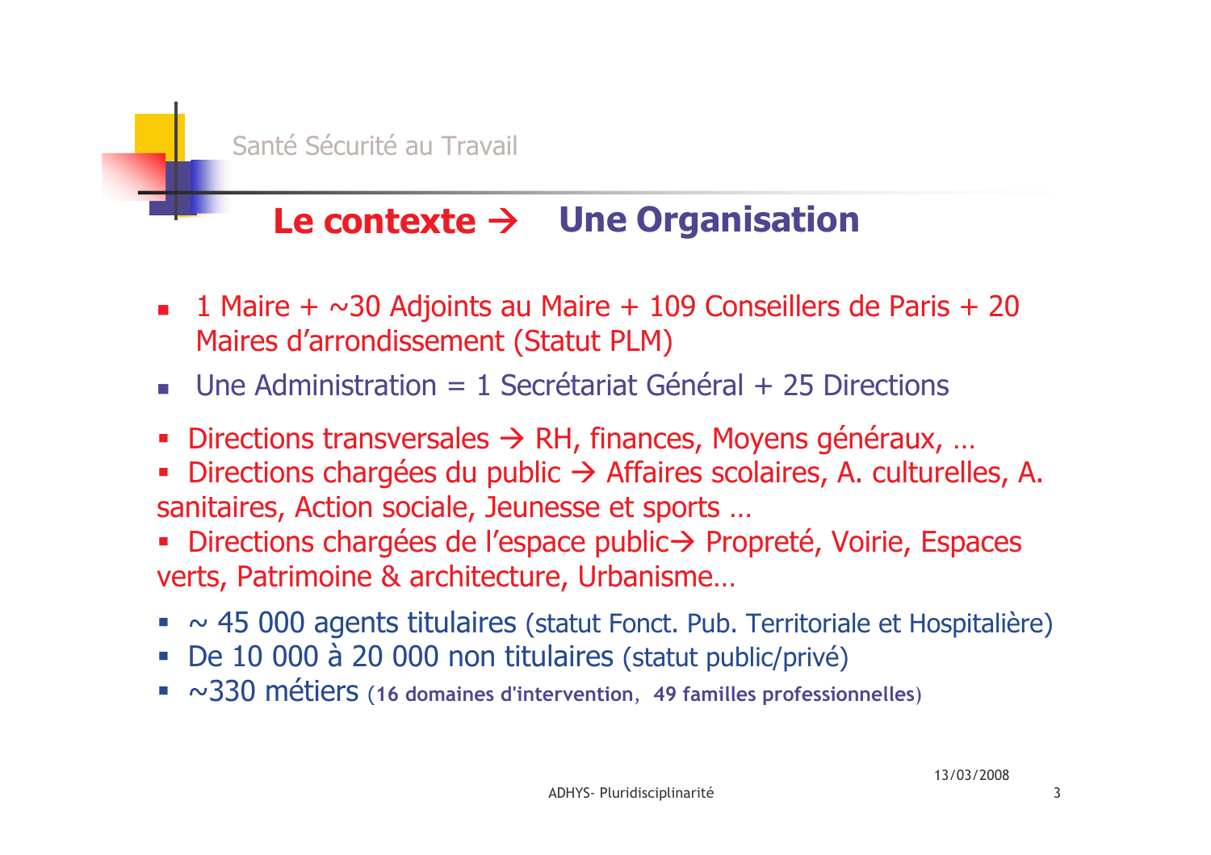Santé Sécurité au Travail

## Le contexte → Une Organisation

- 1 Maire + ~30 Adjoints au Maire + 109 Conseillers de Paris + 20 Maires d'arrondissement (Statut PLM)
- Une Administration = 1 Secrétariat Général + 25 Directions

- Directions transversales → RH, finances, Moyens généraux, …
- Directions chargées du public → Affaires scolaires, A. culturelles, A. sanitaires, Action sociale, Jeunesse et sports …
- Directions chargées de l'espace public→ Propreté, Voirie, Espaces verts, Patrimoine & architecture, Urbanisme…

- ~ 45 000 agents titulaires (statut Fonct. Pub. Territoriale et Hospitalière)
- De 10 000 à 20 000 non titulaires (statut public/privé)
- ~330 métiers (**16 domaines d'intervention**, **49 familles professionnelles**)

13/03/2008

ADHYS- Pluridisciplinarité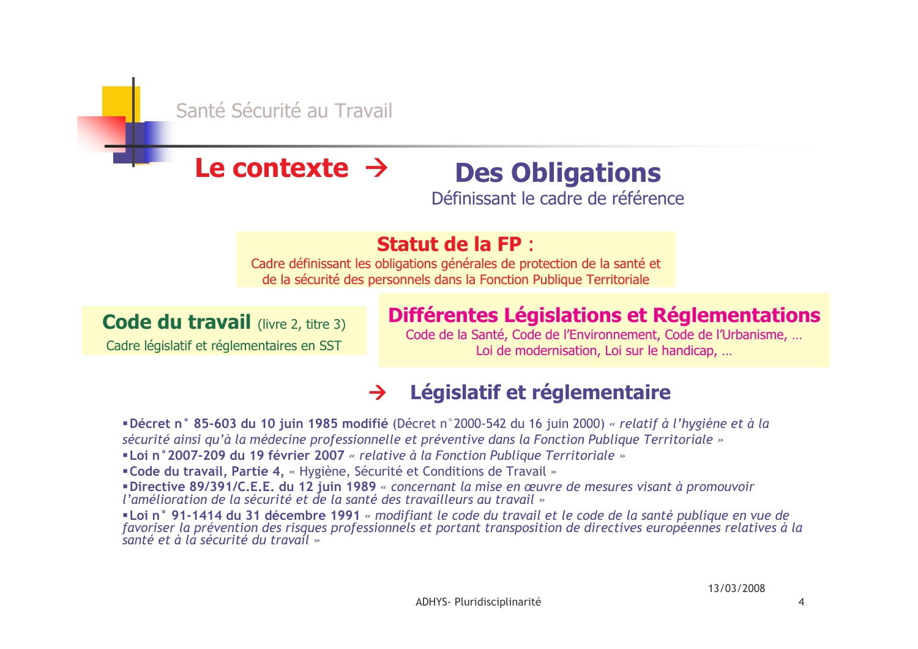Santé Sécurité au Travail

## Le contexte → Des Obligations

Définissant le cadre de référence

**Statut de la FP** :
Cadre définissant les obligations générales de protection de la santé et de la sécurité des personnels dans la Fonction Publique Territoriale

**Code du travail** (livre 2, titre 3)
Cadre législatif et réglementaires en SST

**Différentes Législations et Réglementations**
Code de la Santé, Code de l'Environnement, Code de l'Urbanisme, …
Loi de modernisation, Loi sur le handicap, …

### → Législatif et réglementaire

- **Décret n° 85-603 du 10 juin 1985 modifié** (Décret n°2000-542 du 16 juin 2000) *« relatif à l'hygiène et à la sécurité ainsi qu'à la médecine professionnelle et préventive dans la Fonction Publique Territoriale »*
- **Loi n°2007-209 du 19 février 2007** *« relative à la Fonction Publique Territoriale »*
- **Code du travail, Partie 4,** « Hygiène, Sécurité et Conditions de Travail »
- **Directive 89/391/C.E.E. du 12 juin 1989** *« concernant la mise en œuvre de mesures visant à promouvoir l'amélioration de la sécurité et de la santé des travailleurs au travail »*
- **Loi n° 91-1414 du 31 décembre 1991** *« modifiant le code du travail et le code de la santé publique en vue de favoriser la prévention des risques professionnels et portant transposition de directives européennes relatives à la santé et à la sécurité du travail »*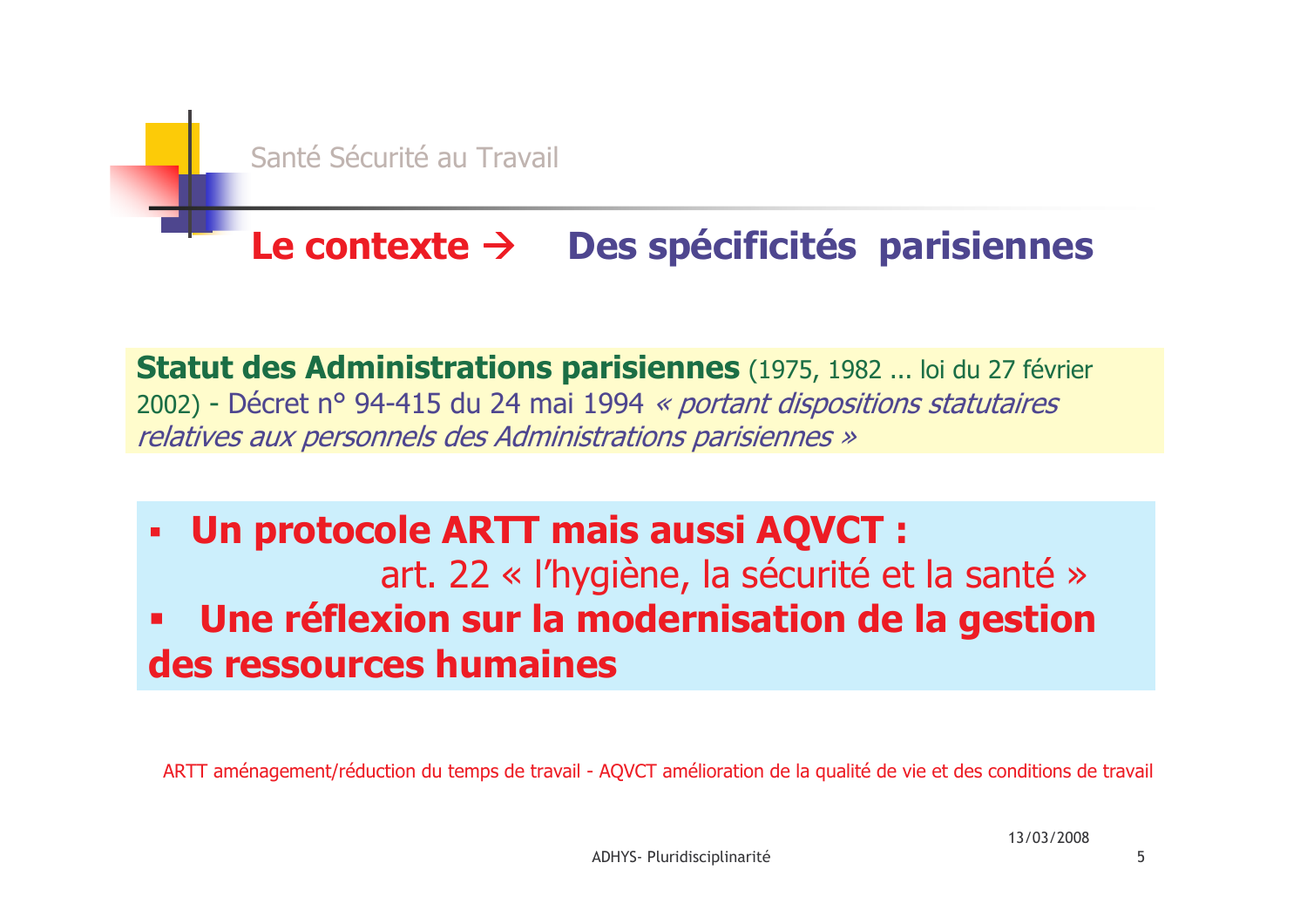Santé Sécurité au Travail

## Le contexte → Des spécificités parisiennes

**Statut des Administrations parisiennes** (1975, 1982 ... loi du 27 février 2002) - Décret n° 94-415 du 24 mai 1994 *« portant dispositions statutaires relatives aux personnels des Administrations parisiennes »*

- **Un protocole ARTT mais aussi AQVCT :**
  art. 22 « l'hygiène, la sécurité et la santé »
- **Une réflexion sur la modernisation de la gestion des ressources humaines**

ARTT aménagement/réduction du temps de travail - AQVCT amélioration de la qualité de vie et des conditions de travail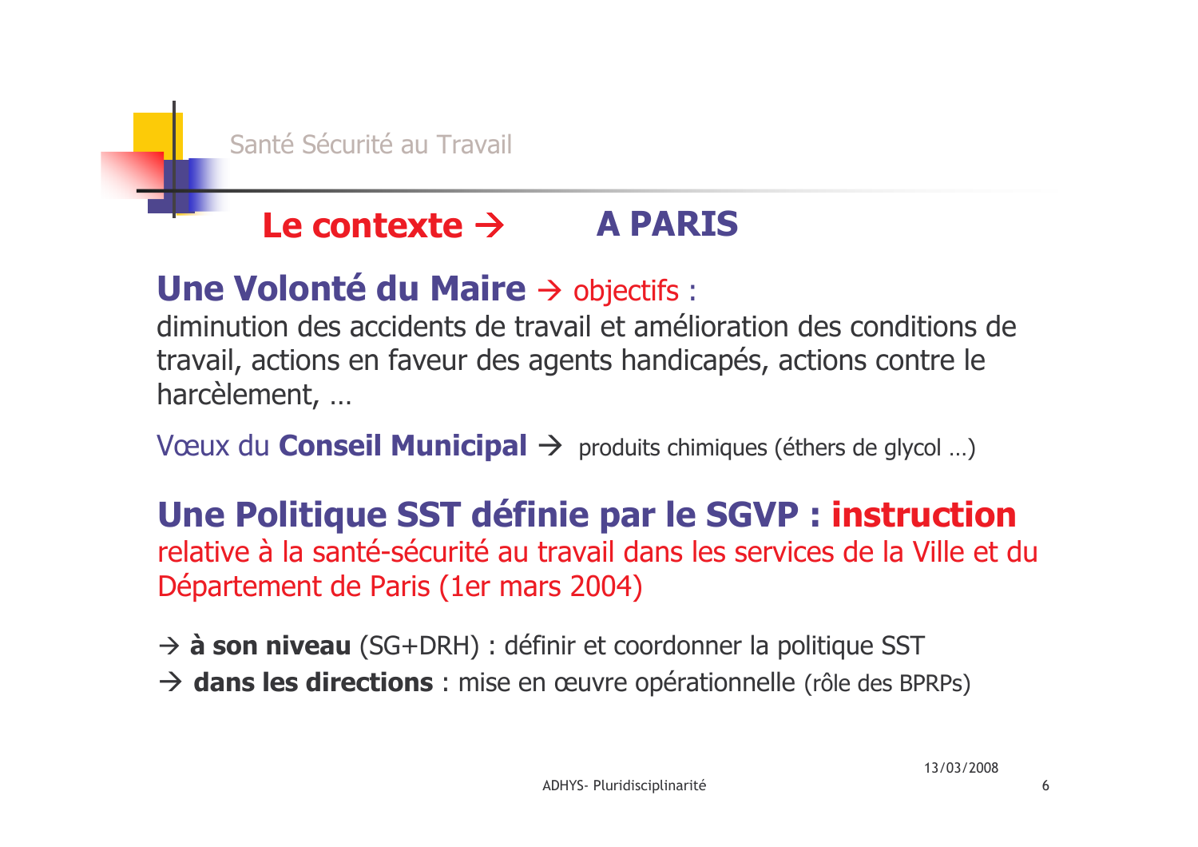Santé Sécurité au Travail

## Le contexte → A PARIS

### Une Volonté du Maire → objectifs :

diminution des accidents de travail et amélioration des conditions de travail, actions en faveur des agents handicapés, actions contre le harcèlement, …

Vœux du **Conseil Municipal** → produits chimiques (éthers de glycol …)

### Une Politique SST définie par le SGVP : instruction

relative à la santé-sécurité au travail dans les services de la Ville et du Département de Paris (1er mars 2004)

→ **à son niveau** (SG+DRH) : définir et coordonner la politique SST

→ **dans les directions** : mise en œuvre opérationnelle (rôle des BPRPs)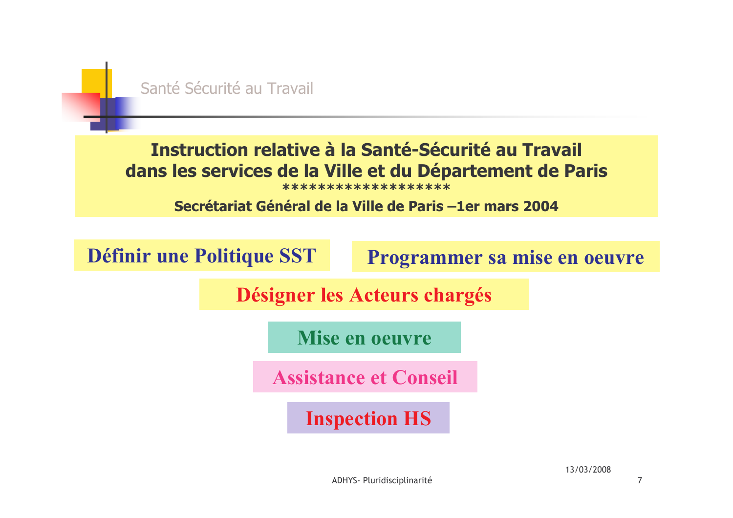Santé Sécurité au Travail

**Instruction relative à la Santé-Sécurité au Travail dans les services de la Ville et du Département de Paris**

*******************

**Secrétariat Général de la Ville de Paris –1er mars 2004**

**Définir une Politique SST**

**Programmer sa mise en oeuvre**

**Désigner les Acteurs chargés**

**Mise en oeuvre**

**Assistance et Conseil**

**Inspection HS**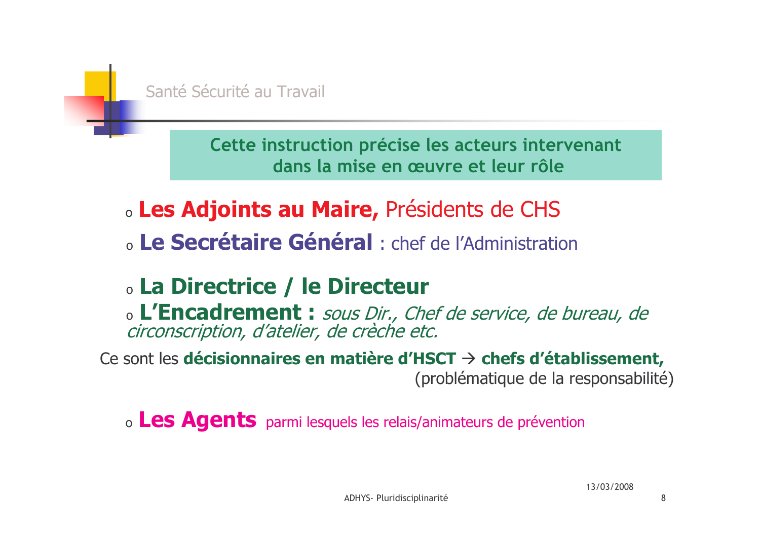## Santé Sécurité au Travail

**Cette instruction précise les acteurs intervenant dans la mise en œuvre et leur rôle**

- **Les Adjoints au Maire,** Présidents de CHS
- **Le Secrétaire Général** : chef de l'Administration

- **La Directrice / le Directeur**
- **L'Encadrement :** *sous Dir., Chef de service, de bureau, de circonscription, d'atelier, de crèche etc.*

Ce sont les **décisionnaires en matière d'HSCT → chefs d'établissement,** (problématique de la responsabilité)

- **Les Agents** parmi lesquels les relais/animateurs de prévention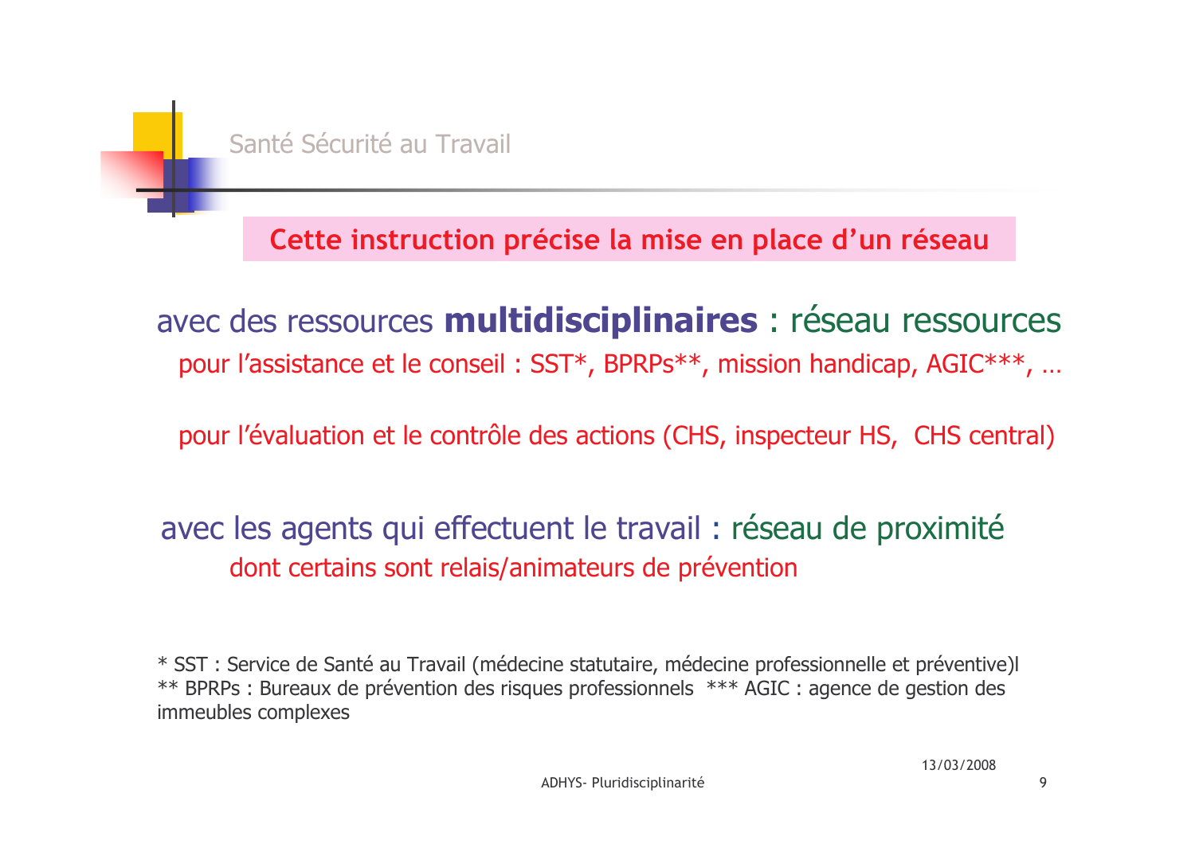Santé Sécurité au Travail

## Cette instruction précise la mise en place d'un réseau

avec des ressources **multidisciplinaires** : réseau ressources

pour l'assistance et le conseil : SST*, BPRPs**, mission handicap, AGIC***, …

pour l'évaluation et le contrôle des actions (CHS, inspecteur HS, CHS central)

avec les agents qui effectuent le travail : réseau de proximité

dont certains sont relais/animateurs de prévention

* SST : Service de Santé au Travail (médecine statutaire, médecine professionnelle et préventive)l
** BPRPs : Bureaux de prévention des risques professionnels *** AGIC : agence de gestion des immeubles complexes

13/03/2008

ADHYS- Pluridisciplinarité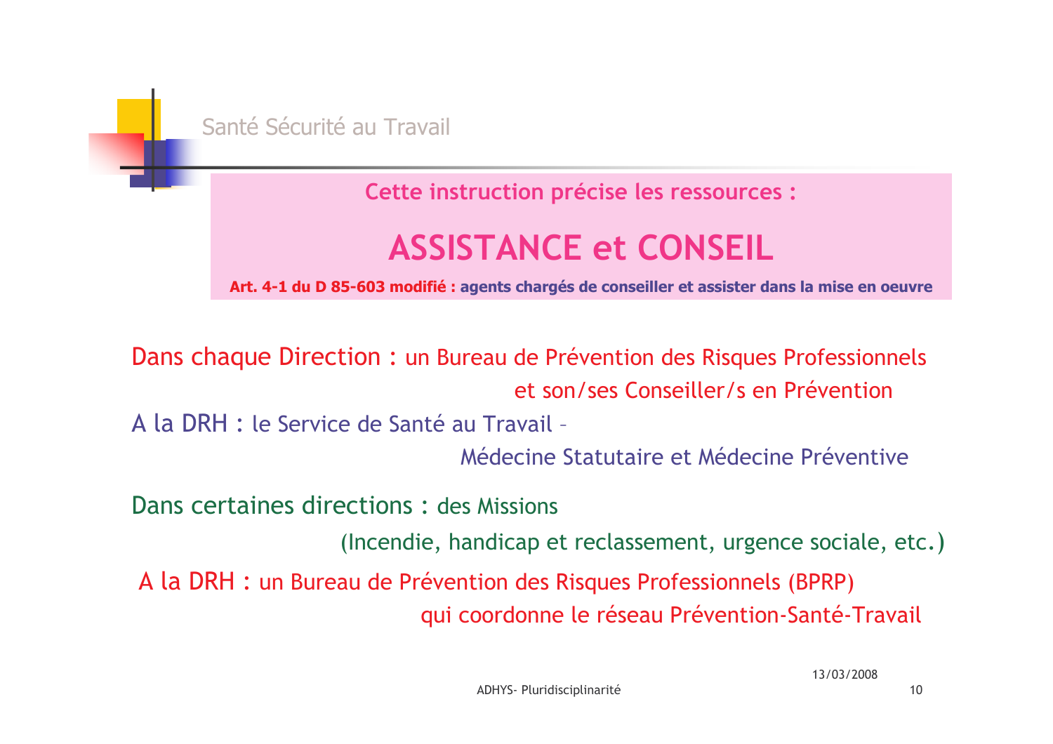Santé Sécurité au Travail

**Cette instruction précise les ressources :**

# ASSISTANCE et CONSEIL

**Art. 4-1 du D 85-603 modifié : agents chargés de conseiller et assister dans la mise en oeuvre**

Dans chaque Direction : un Bureau de Prévention des Risques Professionnels et son/ses Conseiller/s en Prévention

A la DRH : le Service de Santé au Travail – Médecine Statutaire et Médecine Préventive

Dans certaines directions : des Missions (Incendie, handicap et reclassement, urgence sociale, etc.)

A la DRH : un Bureau de Prévention des Risques Professionnels (BPRP) qui coordonne le réseau Prévention-Santé-Travail

13/03/2008

ADHYS- Pluridisciplinarité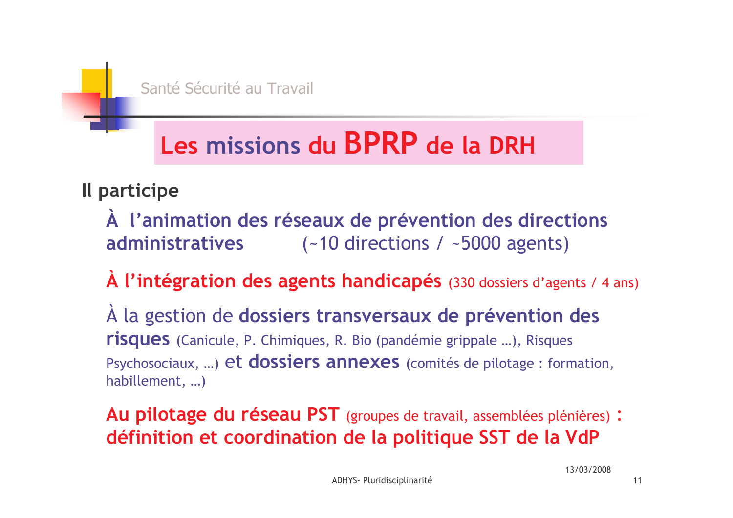Santé Sécurité au Travail

# Les missions du BPRP de la DRH

**Il participe**

**À l'animation des réseaux de prévention des directions administratives** (~10 directions / ~5000 agents)

**À l'intégration des agents handicapés** (330 dossiers d'agents / 4 ans)

À la gestion de **dossiers transversaux de prévention des risques** (Canicule, P. Chimiques, R. Bio (pandémie grippale …), Risques Psychosociaux, …) et **dossiers annexes** (comités de pilotage : formation, habillement, …)

**Au pilotage du réseau PST** (groupes de travail, assemblées plénières) **: définition et coordination de la politique SST de la VdP**

13/03/2008

ADHYS- Pluridisciplinarité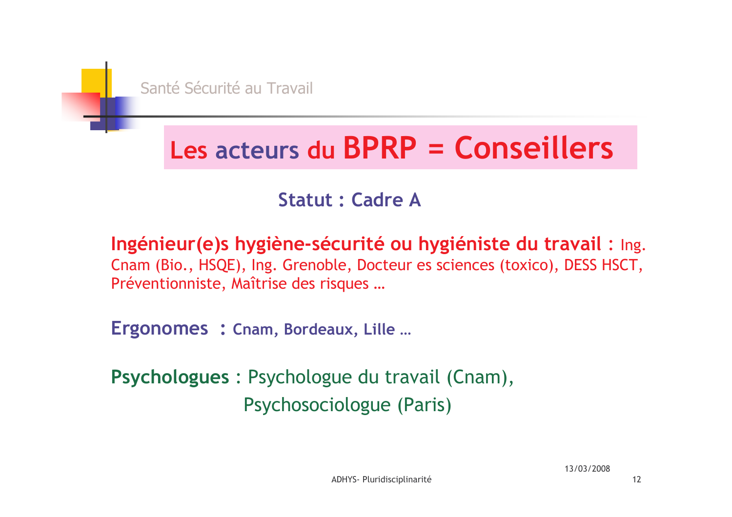# Les acteurs du BPRP = Conseillers

**Statut : Cadre A**

**Ingénieur(e)s hygiène-sécurité ou hygiéniste du travail :** Ing. Cnam (Bio., HSQE), Ing. Grenoble, Docteur es sciences (toxico), DESS HSCT, Préventionniste, Maîtrise des risques …

**Ergonomes : Cnam, Bordeaux, Lille …**

**Psychologues** : Psychologue du travail (Cnam), Psychosociologue (Paris)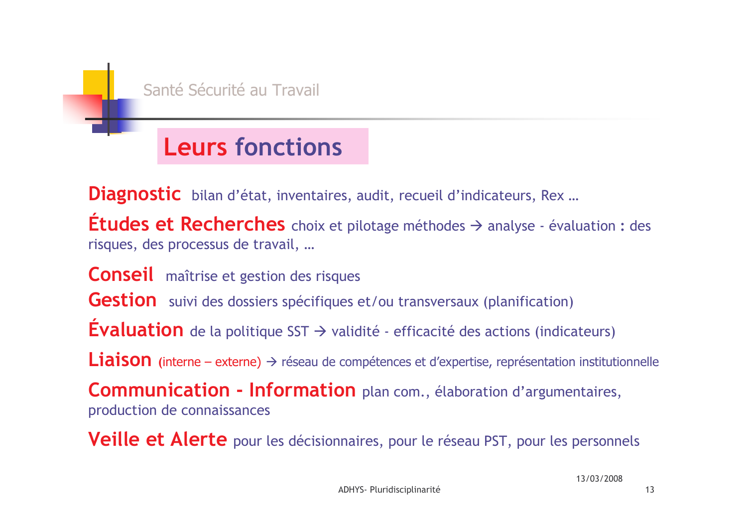Santé Sécurité au Travail

# Leurs fonctions

**Diagnostic** bilan d'état, inventaires, audit, recueil d'indicateurs, Rex …

**Études et Recherches** choix et pilotage méthodes → analyse - évaluation : des risques, des processus de travail, …

**Conseil** maîtrise et gestion des risques

**Gestion** suivi des dossiers spécifiques et/ou transversaux (planification)

**Évaluation** de la politique SST → validité - efficacité des actions (indicateurs)

**Liaison** (interne – externe) → réseau de compétences et d'expertise, représentation institutionnelle

**Communication - Information** plan com., élaboration d'argumentaires, production de connaissances

**Veille et Alerte** pour les décisionnaires, pour le réseau PST, pour les personnels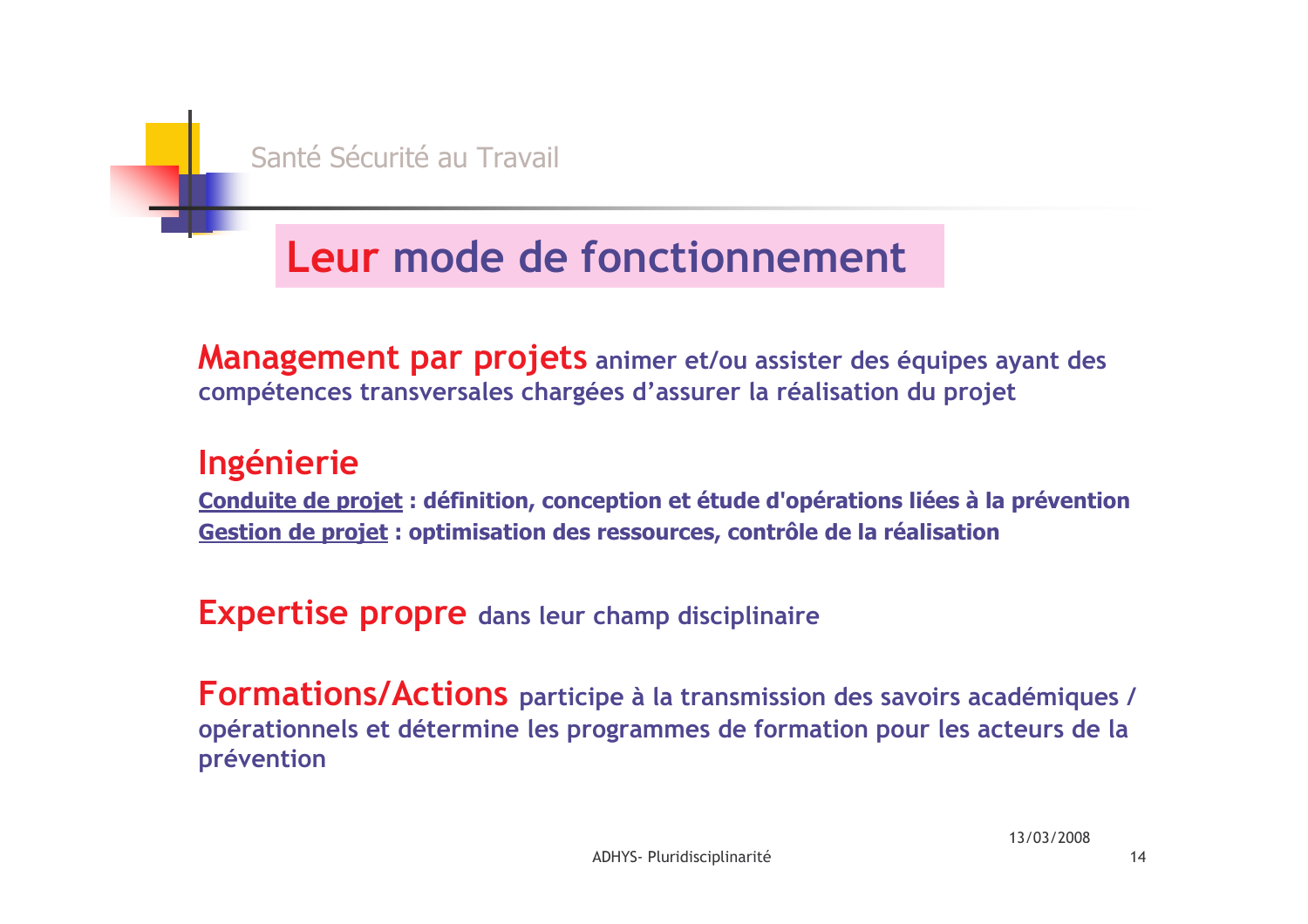Santé Sécurité au Travail

# Leur mode de fonctionnement

**Management par projets** animer et/ou assister des équipes ayant des compétences transversales chargées d'assurer la réalisation du projet

**Ingénierie**

**Conduite de projet** : définition, conception et étude d'opérations liées à la prévention
**Gestion de projet** : optimisation des ressources, contrôle de la réalisation

**Expertise propre** dans leur champ disciplinaire

**Formations/Actions** participe à la transmission des savoirs académiques / opérationnels et détermine les programmes de formation pour les acteurs de la prévention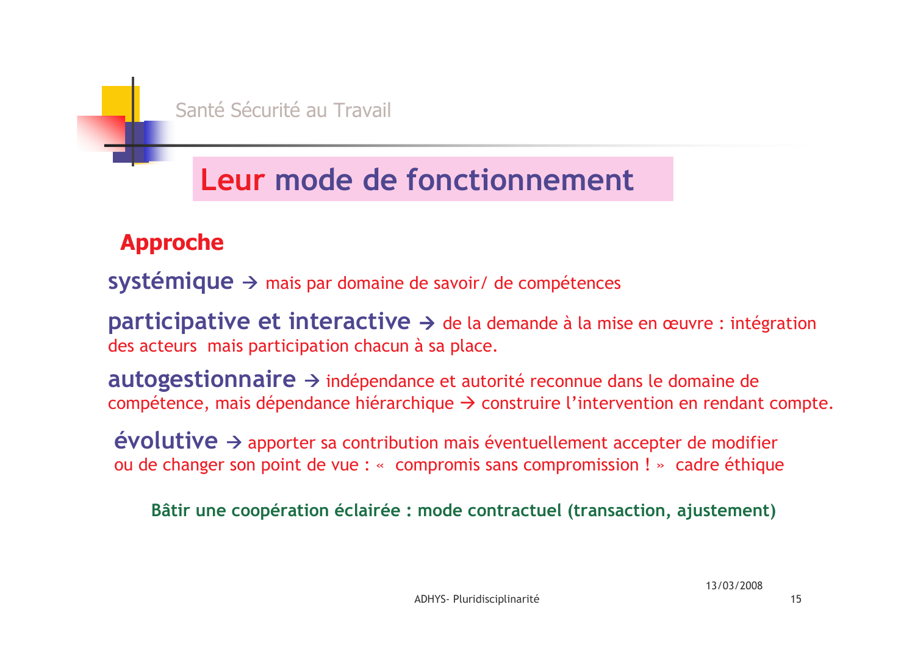# Leur mode de fonctionnement

## Approche

**systémique** → mais par domaine de savoir/ de compétences

**participative et interactive** → de la demande à la mise en œuvre : intégration des acteurs mais participation chacun à sa place.

**autogestionnaire** → indépendance et autorité reconnue dans le domaine de compétence, mais dépendance hiérarchique → construire l'intervention en rendant compte.

**évolutive** → apporter sa contribution mais éventuellement accepter de modifier ou de changer son point de vue : « compromis sans compromission ! » cadre éthique

**Bâtir une coopération éclairée : mode contractuel (transaction, ajustement)**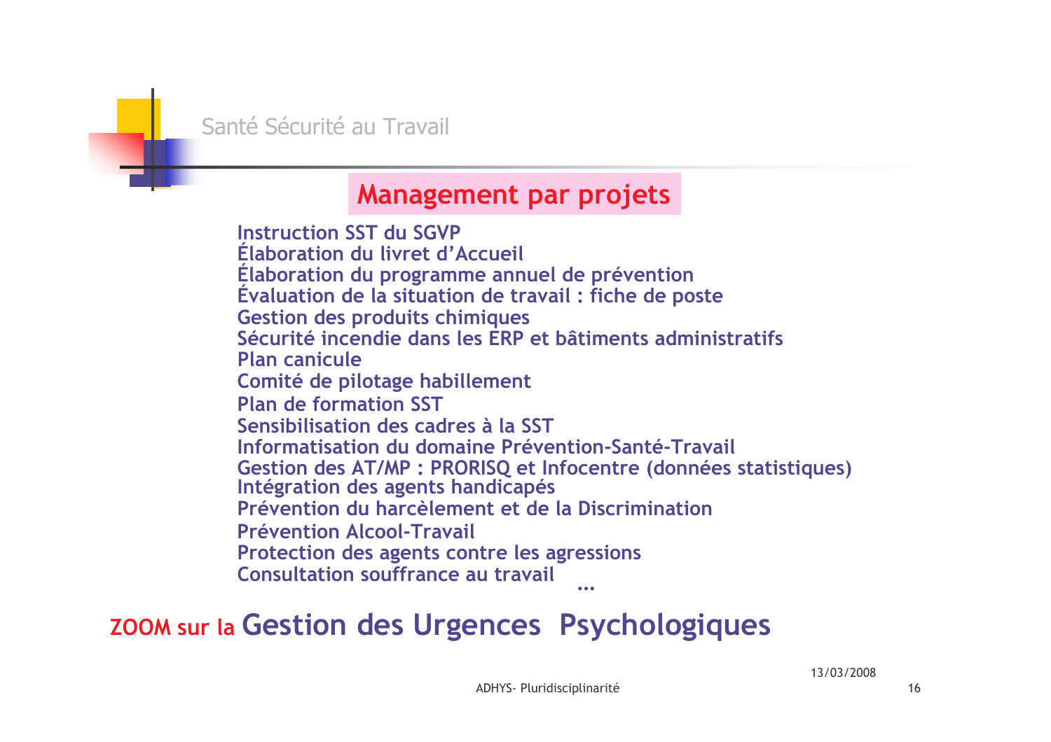Santé Sécurité au Travail

## Management par projets

Instruction SST du SGVP
Élaboration du livret d'Accueil
Élaboration du programme annuel de prévention
Évaluation de la situation de travail : fiche de poste
Gestion des produits chimiques
Sécurité incendie dans les ERP et bâtiments administratifs
Plan canicule
Comité de pilotage habillement
Plan de formation SST
Sensibilisation des cadres à la SST
Informatisation du domaine Prévention-Santé-Travail
Gestion des AT/MP : PRORISQ et Infocentre (données statistiques)
Intégration des agents handicapés
Prévention du harcèlement et de la Discrimination
Prévention Alcool-Travail
Protection des agents contre les agressions
Consultation souffrance au travail
…

## ZOOM sur la Gestion des Urgences Psychologiques

13/03/2008

ADHYS- Pluridisciplinarité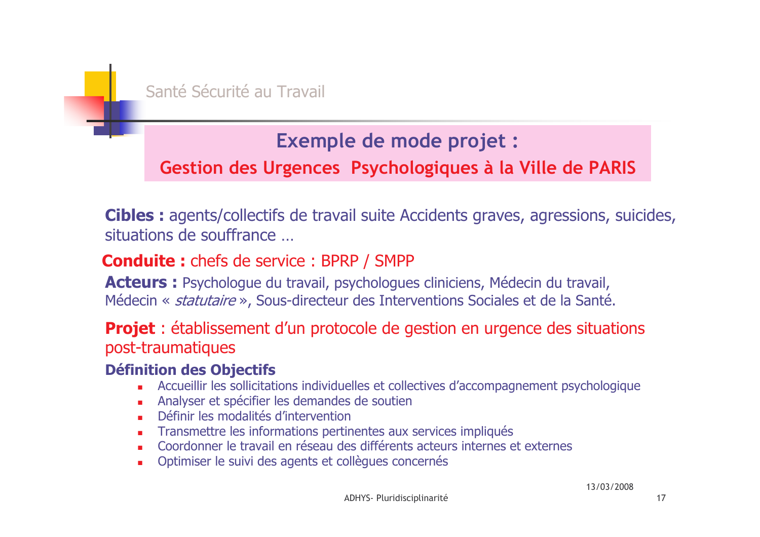Santé Sécurité au Travail

## Exemple de mode projet :

## Gestion des Urgences Psychologiques à la Ville de PARIS

**Cibles :** agents/collectifs de travail suite Accidents graves, agressions, suicides, situations de souffrance …

**Conduite :** chefs de service : BPRP / SMPP

**Acteurs :** Psychologue du travail, psychologues cliniciens, Médecin du travail, Médecin « *statutaire* », Sous-directeur des Interventions Sociales et de la Santé.

**Projet** : établissement d'un protocole de gestion en urgence des situations post-traumatiques

**Définition des Objectifs**

- Accueillir les sollicitations individuelles et collectives d'accompagnement psychologique
- Analyser et spécifier les demandes de soutien
- Définir les modalités d'intervention
- Transmettre les informations pertinentes aux services impliqués
- Coordonner le travail en réseau des différents acteurs internes et externes
- Optimiser le suivi des agents et collègues concernés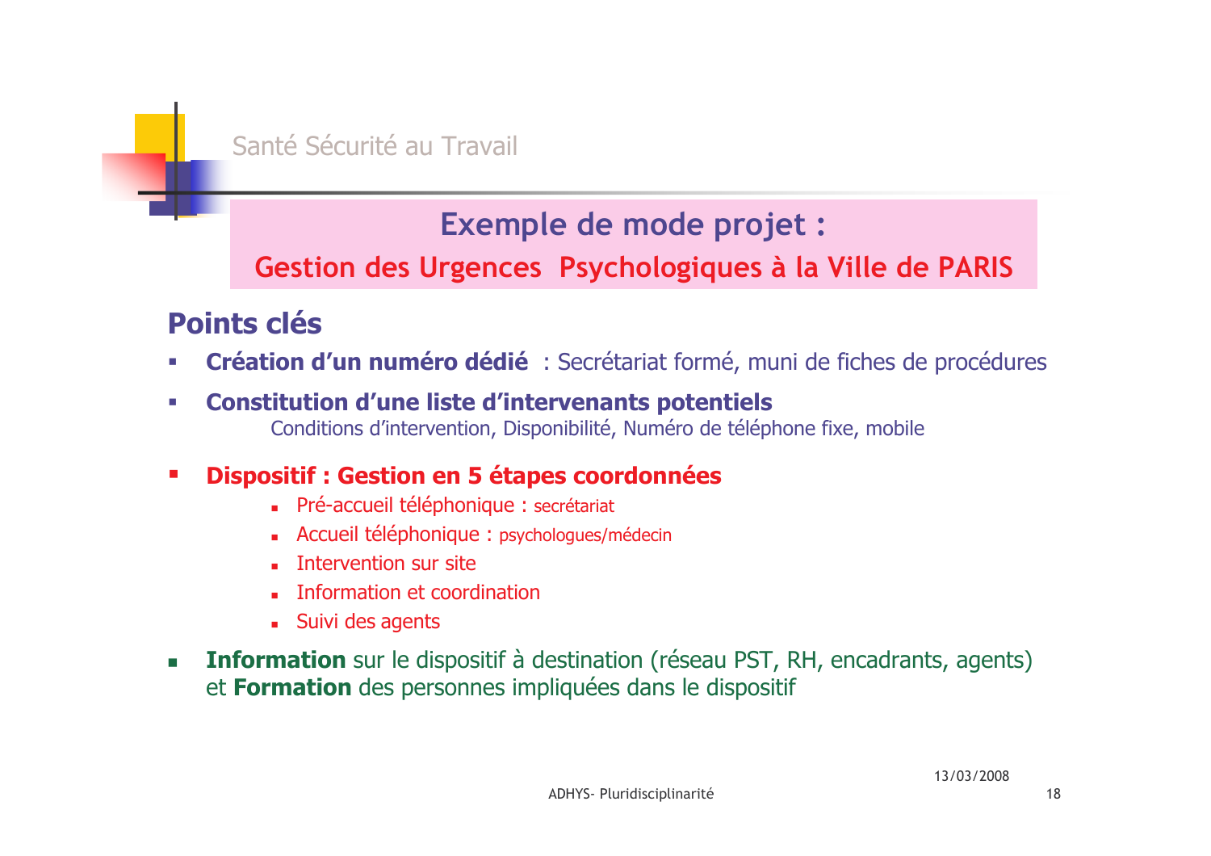Santé Sécurité au Travail

## Exemple de mode projet :

## Gestion des Urgences  Psychologiques à la Ville de PARIS

### Points clés

- **Création d'un numéro dédié** : Secrétariat formé, muni de fiches de procédures
- **Constitution d'une liste d'intervenants potentiels**
  Conditions d'intervention, Disponibilité, Numéro de téléphone fixe, mobile
- **Dispositif : Gestion en 5 étapes coordonnées**
  - Pré-accueil téléphonique : secrétariat
  - Accueil téléphonique : psychologues/médecin
  - Intervention sur site
  - Information et coordination
  - Suivi des agents
- **Information** sur le dispositif à destination (réseau PST, RH, encadrants, agents) et **Formation** des personnes impliquées dans le dispositif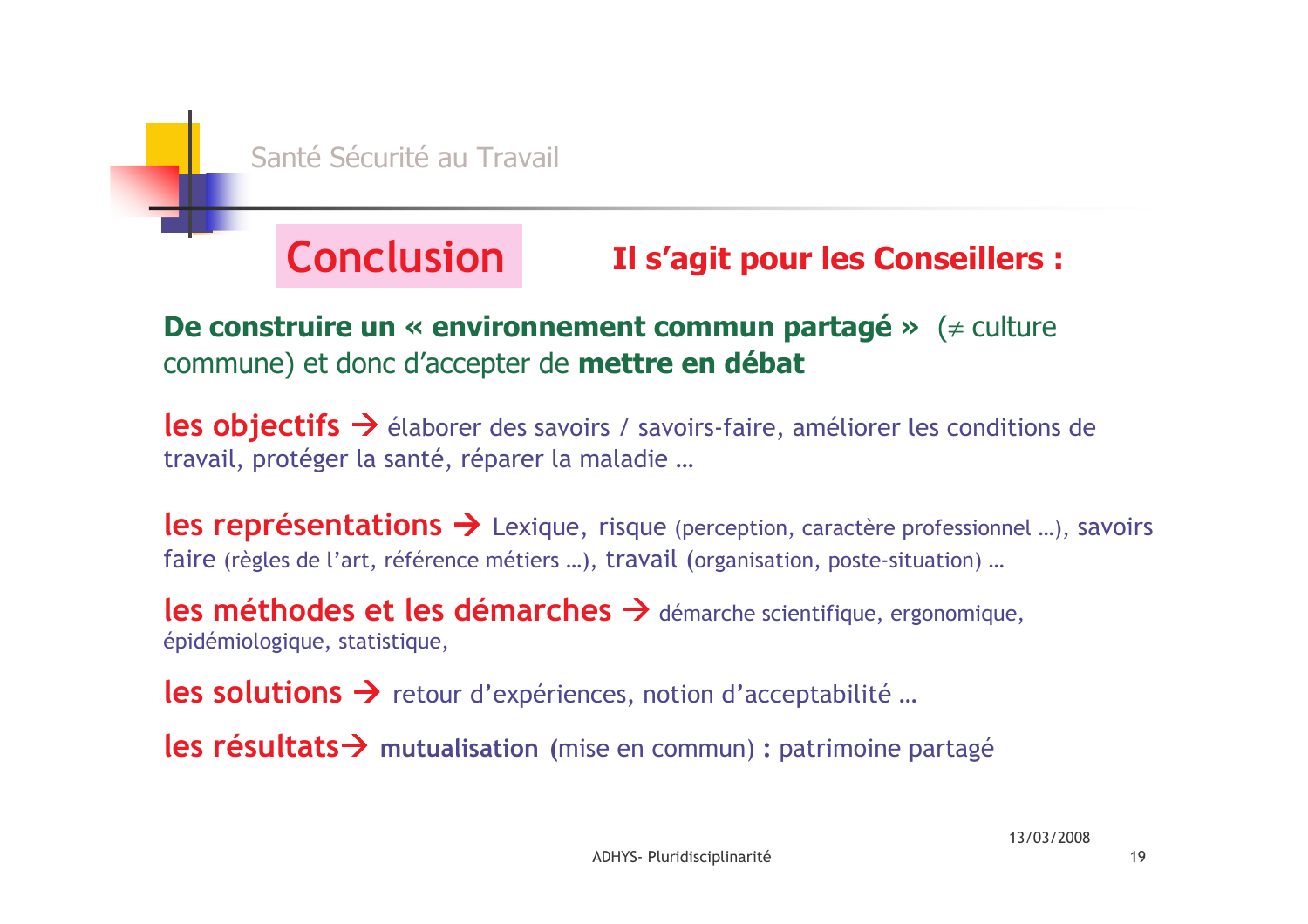Santé Sécurité au Travail

## Conclusion

**Il s'agit pour les Conseillers :**

**De construire un « environnement commun partagé »** (≠ culture commune) et donc d'accepter de **mettre en débat**

**les objectifs** → élaborer des savoirs / savoirs-faire, améliorer les conditions de travail, protéger la santé, réparer la maladie …

**les représentations** → Lexique, risque (perception, caractère professionnel …), savoirs faire (règles de l'art, référence métiers …), travail (organisation, poste-situation) …

**les méthodes et les démarches** → démarche scientifique, ergonomique, épidémiologique, statistique,

**les solutions** → retour d'expériences, notion d'acceptabilité …

**les résultats** → **mutualisation** (mise en commun) : patrimoine partagé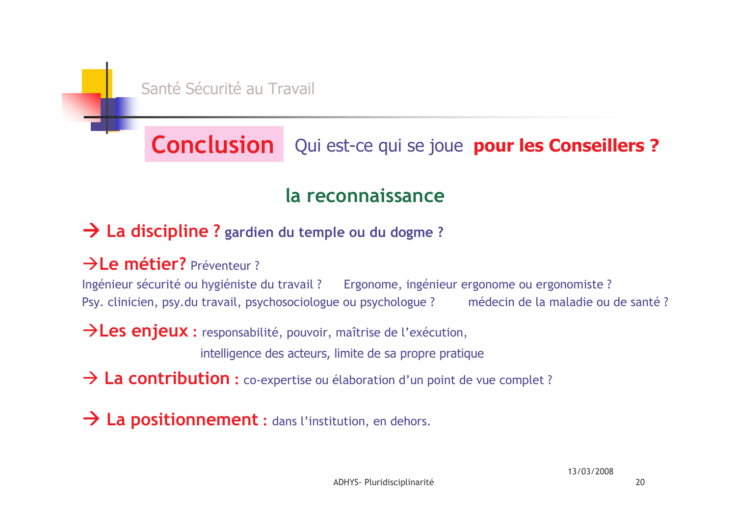Santé Sécurité au Travail

# Conclusion Qui est-ce qui se joue **pour les Conseillers ?**

## la reconnaissance

→ **La discipline ?** **gardien du temple ou du dogme ?**

→**Le métier?** Préventeur ?

Ingénieur sécurité ou hygiéniste du travail ? Ergonome, ingénieur ergonome ou ergonomiste ?

Psy. clinicien, psy.du travail, psychosociologue ou psychologue ? médecin de la maladie ou de santé ?

→**Les enjeux :** responsabilité, pouvoir, maîtrise de l'exécution, intelligence des acteurs, limite de sa propre pratique

→ **La contribution :** co-expertise ou élaboration d'un point de vue complet ?

→ **La positionnement :** dans l'institution, en dehors.

13/03/2008

ADHYS- Pluridisciplinarité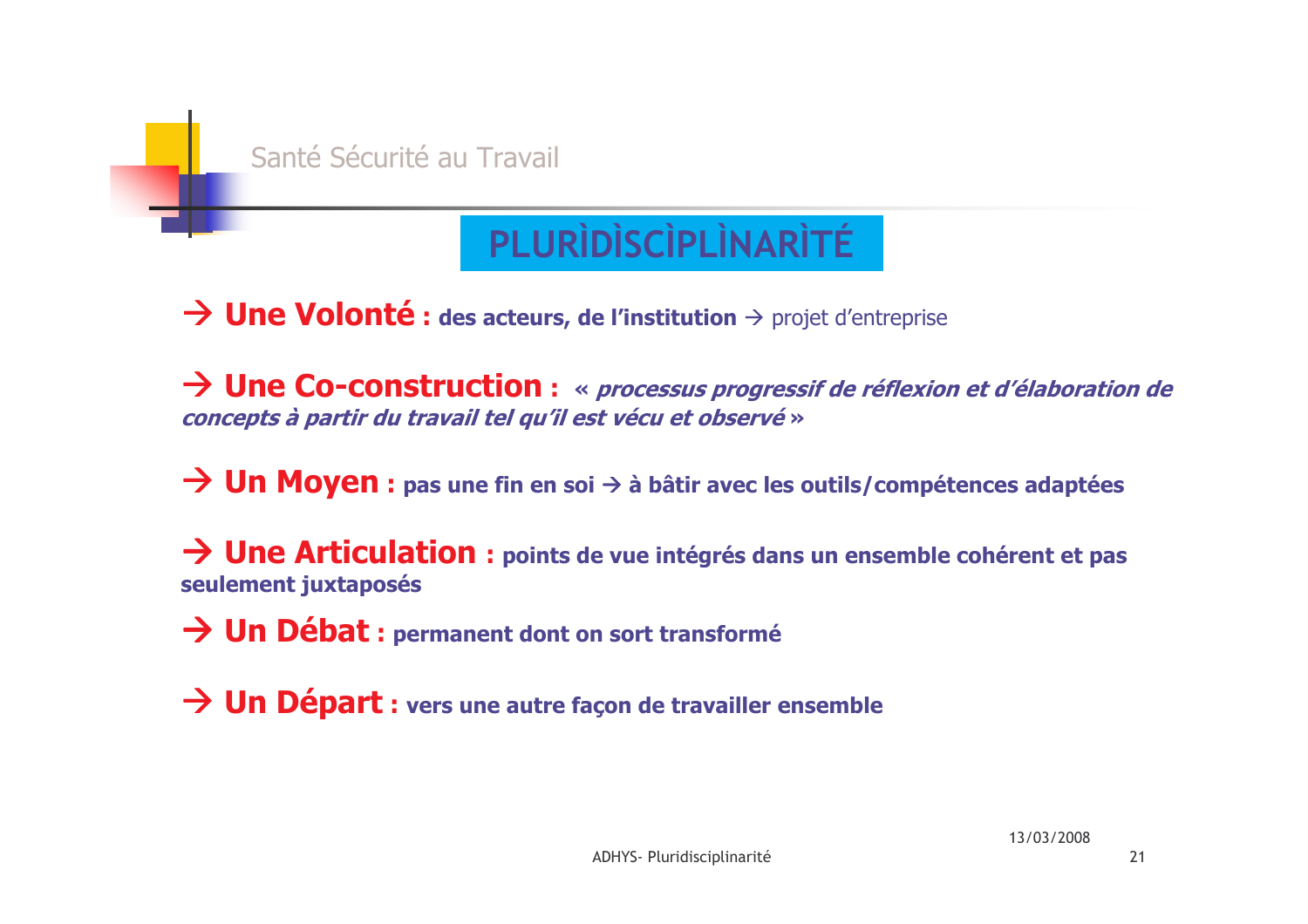Santé Sécurité au Travail

# PLURÌDÌSCÌPLÌNARÌTÉ

→ **Une Volonté : des acteurs, de l'institution** → projet d'entreprise

→ **Une Co-construction :** « ***processus progressif de réflexion et d'élaboration de concepts à partir du travail tel qu'il est vécu et observé*** »

→ **Un Moyen : pas une fin en soi → à bâtir avec les outils/compétences adaptées**

→ **Une Articulation : points de vue intégrés dans un ensemble cohérent et pas seulement juxtaposés**

→ **Un Débat : permanent dont on sort transformé**

→ **Un Départ : vers une autre façon de travailler ensemble**